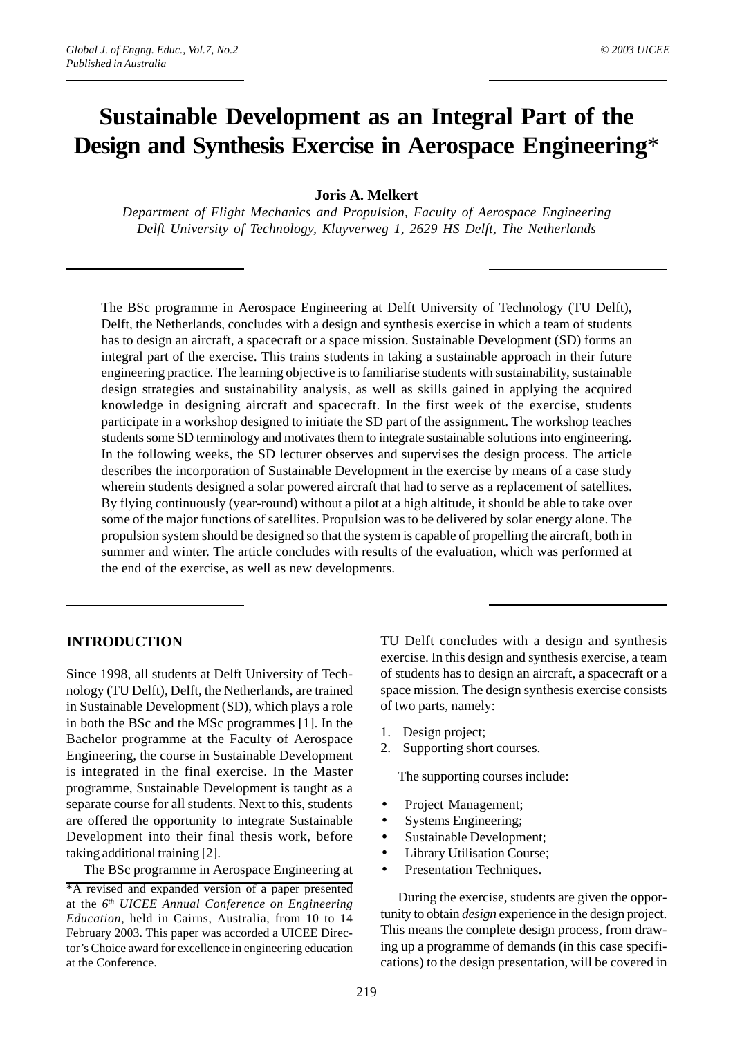# Sustainable Development as an Integral Part of the Design and Synthesis Exercise in Aerospace Engineering*

**Joris A. Melkert**

*Department of Flight Mechanics and Propulsion, Faculty of Aerospace Engineering*
*Delft University of Technology, Kluyverweg 1, 2629 HS Delft, The Netherlands*

The BSc programme in Aerospace Engineering at Delft University of Technology (TU Delft), Delft, the Netherlands, concludes with a design and synthesis exercise in which a team of students has to design an aircraft, a spacecraft or a space mission. Sustainable Development (SD) forms an integral part of the exercise. This trains students in taking a sustainable approach in their future engineering practice. The learning objective is to familiarise students with sustainability, sustainable design strategies and sustainability analysis, as well as skills gained in applying the acquired knowledge in designing aircraft and spacecraft. In the first week of the exercise, students participate in a workshop designed to initiate the SD part of the assignment. The workshop teaches students some SD terminology and motivates them to integrate sustainable solutions into engineering. In the following weeks, the SD lecturer observes and supervises the design process. The article describes the incorporation of Sustainable Development in the exercise by means of a case study wherein students designed a solar powered aircraft that had to serve as a replacement of satellites. By flying continuously (year-round) without a pilot at a high altitude, it should be able to take over some of the major functions of satellites. Propulsion was to be delivered by solar energy alone. The propulsion system should be designed so that the system is capable of propelling the aircraft, both in summer and winter. The article concludes with results of the evaluation, which was performed at the end of the exercise, as well as new developments.

## INTRODUCTION

Since 1998, all students at Delft University of Technology (TU Delft), Delft, the Netherlands, are trained in Sustainable Development (SD), which plays a role in both the BSc and the MSc programmes [1]. In the Bachelor programme at the Faculty of Aerospace Engineering, the course in Sustainable Development is integrated in the final exercise. In the Master programme, Sustainable Development is taught as a separate course for all students. Next to this, students are offered the opportunity to integrate Sustainable Development into their final thesis work, before taking additional training [2].

The BSc programme in Aerospace Engineering at TU Delft concludes with a design and synthesis exercise. In this design and synthesis exercise, a team of students has to design an aircraft, a spacecraft or a space mission. The design synthesis exercise consists of two parts, namely:

1. Design project;
2. Supporting short courses.

The supporting courses include:

- Project Management;
- Systems Engineering;
- Sustainable Development;
- Library Utilisation Course;
- Presentation Techniques.

During the exercise, students are given the opportunity to obtain *design* experience in the design project. This means the complete design process, from drawing up a programme of demands (in this case specifications) to the design presentation, will be covered in

*A revised and expanded version of a paper presented at the *6th UICEE Annual Conference on Engineering Education*, held in Cairns, Australia, from 10 to 14 February 2003. This paper was accorded a UICEE Director's Choice award for excellence in engineering education at the Conference.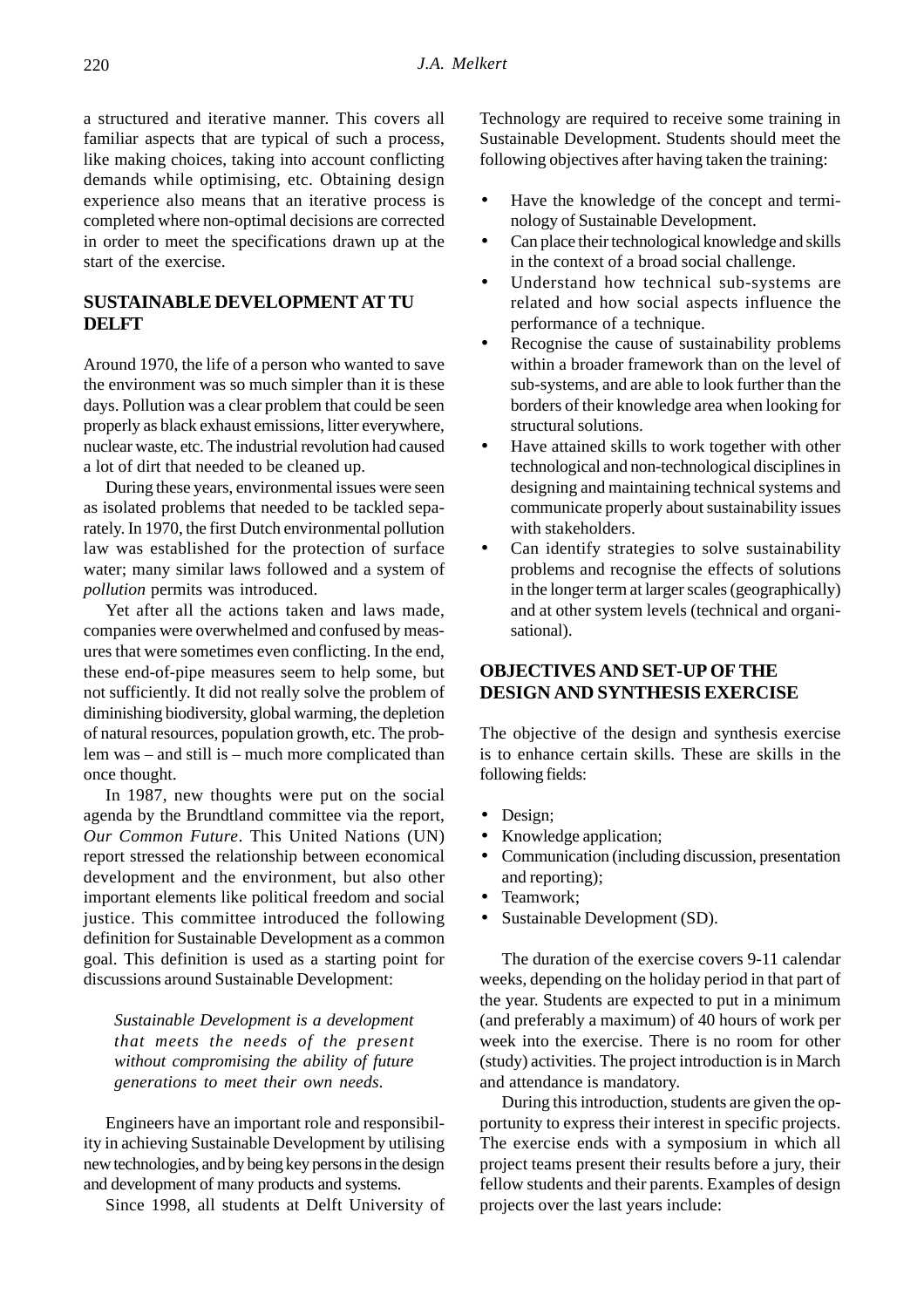a structured and iterative manner. This covers all familiar aspects that are typical of such a process, like making choices, taking into account conflicting demands while optimising, etc. Obtaining design experience also means that an iterative process is completed where non-optimal decisions are corrected in order to meet the specifications drawn up at the start of the exercise.

## SUSTAINABLE DEVELOPMENT AT TU DELFT

Around 1970, the life of a person who wanted to save the environment was so much simpler than it is these days. Pollution was a clear problem that could be seen properly as black exhaust emissions, litter everywhere, nuclear waste, etc. The industrial revolution had caused a lot of dirt that needed to be cleaned up.

During these years, environmental issues were seen as isolated problems that needed to be tackled separately. In 1970, the first Dutch environmental pollution law was established for the protection of surface water; many similar laws followed and a system of *pollution* permits was introduced.

Yet after all the actions taken and laws made, companies were overwhelmed and confused by measures that were sometimes even conflicting. In the end, these end-of-pipe measures seem to help some, but not sufficiently. It did not really solve the problem of diminishing biodiversity, global warming, the depletion of natural resources, population growth, etc. The problem was – and still is – much more complicated than once thought.

In 1987, new thoughts were put on the social agenda by the Brundtland committee via the report, *Our Common Future*. This United Nations (UN) report stressed the relationship between economical development and the environment, but also other important elements like political freedom and social justice. This committee introduced the following definition for Sustainable Development as a common goal. This definition is used as a starting point for discussions around Sustainable Development:

> *Sustainable Development is a development that meets the needs of the present without compromising the ability of future generations to meet their own needs.*

Engineers have an important role and responsibility in achieving Sustainable Development by utilising new technologies, and by being key persons in the design and development of many products and systems.

Since 1998, all students at Delft University of Technology are required to receive some training in Sustainable Development. Students should meet the following objectives after having taken the training:

- Have the knowledge of the concept and terminology of Sustainable Development.
- Can place their technological knowledge and skills in the context of a broad social challenge.
- Understand how technical sub-systems are related and how social aspects influence the performance of a technique.
- Recognise the cause of sustainability problems within a broader framework than on the level of sub-systems, and are able to look further than the borders of their knowledge area when looking for structural solutions.
- Have attained skills to work together with other technological and non-technological disciplines in designing and maintaining technical systems and communicate properly about sustainability issues with stakeholders.
- Can identify strategies to solve sustainability problems and recognise the effects of solutions in the longer term at larger scales (geographically) and at other system levels (technical and organisational).

## OBJECTIVES AND SET-UP OF THE DESIGN AND SYNTHESIS EXERCISE

The objective of the design and synthesis exercise is to enhance certain skills. These are skills in the following fields:

- Design;
- Knowledge application;
- Communication (including discussion, presentation and reporting);
- Teamwork;
- Sustainable Development (SD).

The duration of the exercise covers 9-11 calendar weeks, depending on the holiday period in that part of the year. Students are expected to put in a minimum (and preferably a maximum) of 40 hours of work per week into the exercise. There is no room for other (study) activities. The project introduction is in March and attendance is mandatory.

During this introduction, students are given the opportunity to express their interest in specific projects. The exercise ends with a symposium in which all project teams present their results before a jury, their fellow students and their parents. Examples of design projects over the last years include: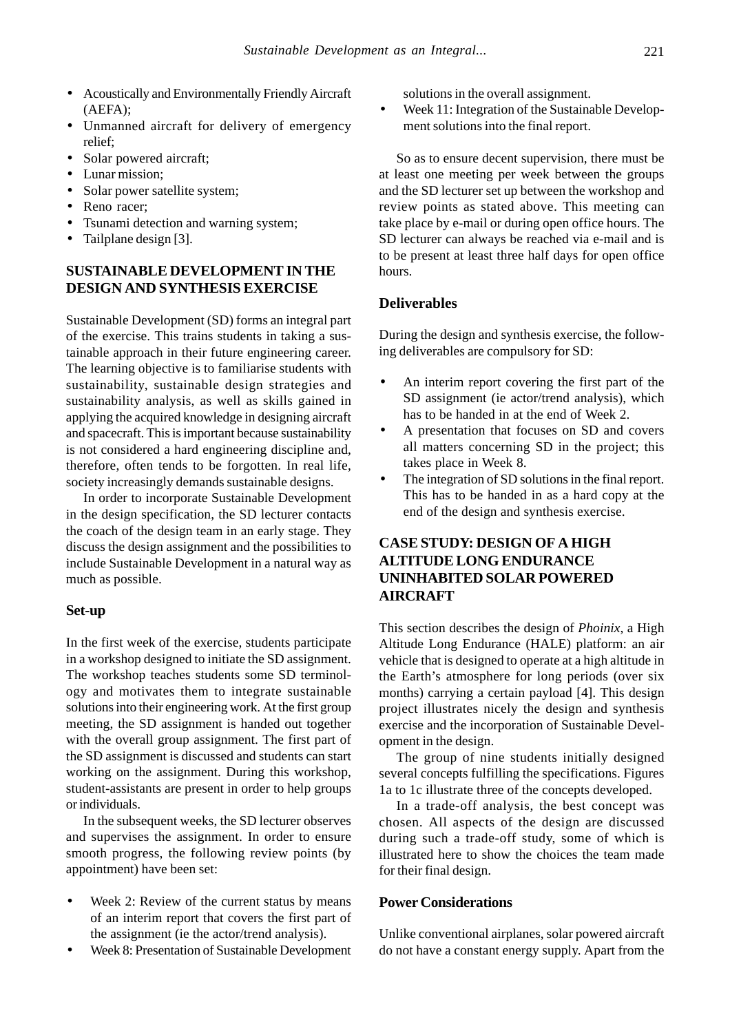- Acoustically and Environmentally Friendly Aircraft (AEFA);
- Unmanned aircraft for delivery of emergency relief;
- Solar powered aircraft;
- Lunar mission;
- Solar power satellite system;
- Reno racer;
- Tsunami detection and warning system;
- Tailplane design [3].

## SUSTAINABLE DEVELOPMENT IN THE DESIGN AND SYNTHESIS EXERCISE

Sustainable Development (SD) forms an integral part of the exercise. This trains students in taking a sustainable approach in their future engineering career. The learning objective is to familiarise students with sustainability, sustainable design strategies and sustainability analysis, as well as skills gained in applying the acquired knowledge in designing aircraft and spacecraft. This is important because sustainability is not considered a hard engineering discipline and, therefore, often tends to be forgotten. In real life, society increasingly demands sustainable designs.

In order to incorporate Sustainable Development in the design specification, the SD lecturer contacts the coach of the design team in an early stage. They discuss the design assignment and the possibilities to include Sustainable Development in a natural way as much as possible.

### Set-up

In the first week of the exercise, students participate in a workshop designed to initiate the SD assignment. The workshop teaches students some SD terminology and motivates them to integrate sustainable solutions into their engineering work. At the first group meeting, the SD assignment is handed out together with the overall group assignment. The first part of the SD assignment is discussed and students can start working on the assignment. During this workshop, student-assistants are present in order to help groups or individuals.

In the subsequent weeks, the SD lecturer observes and supervises the assignment. In order to ensure smooth progress, the following review points (by appointment) have been set:

- Week 2: Review of the current status by means of an interim report that covers the first part of the assignment (ie the actor/trend analysis).
- Week 8: Presentation of Sustainable Development solutions in the overall assignment.
- Week 11: Integration of the Sustainable Development solutions into the final report.

So as to ensure decent supervision, there must be at least one meeting per week between the groups and the SD lecturer set up between the workshop and review points as stated above. This meeting can take place by e-mail or during open office hours. The SD lecturer can always be reached via e-mail and is to be present at least three half days for open office hours.

### Deliverables

During the design and synthesis exercise, the following deliverables are compulsory for SD:

- An interim report covering the first part of the SD assignment (ie actor/trend analysis), which has to be handed in at the end of Week 2.
- A presentation that focuses on SD and covers all matters concerning SD in the project; this takes place in Week 8.
- The integration of SD solutions in the final report. This has to be handed in as a hard copy at the end of the design and synthesis exercise.

## CASE STUDY: DESIGN OF A HIGH ALTITUDE LONG ENDURANCE UNINHABITED SOLAR POWERED AIRCRAFT

This section describes the design of *Phoinix*, a High Altitude Long Endurance (HALE) platform: an air vehicle that is designed to operate at a high altitude in the Earth's atmosphere for long periods (over six months) carrying a certain payload [4]. This design project illustrates nicely the design and synthesis exercise and the incorporation of Sustainable Development in the design.

The group of nine students initially designed several concepts fulfilling the specifications. Figures 1a to 1c illustrate three of the concepts developed.

In a trade-off analysis, the best concept was chosen. All aspects of the design are discussed during such a trade-off study, some of which is illustrated here to show the choices the team made for their final design.

### Power Considerations

Unlike conventional airplanes, solar powered aircraft do not have a constant energy supply. Apart from the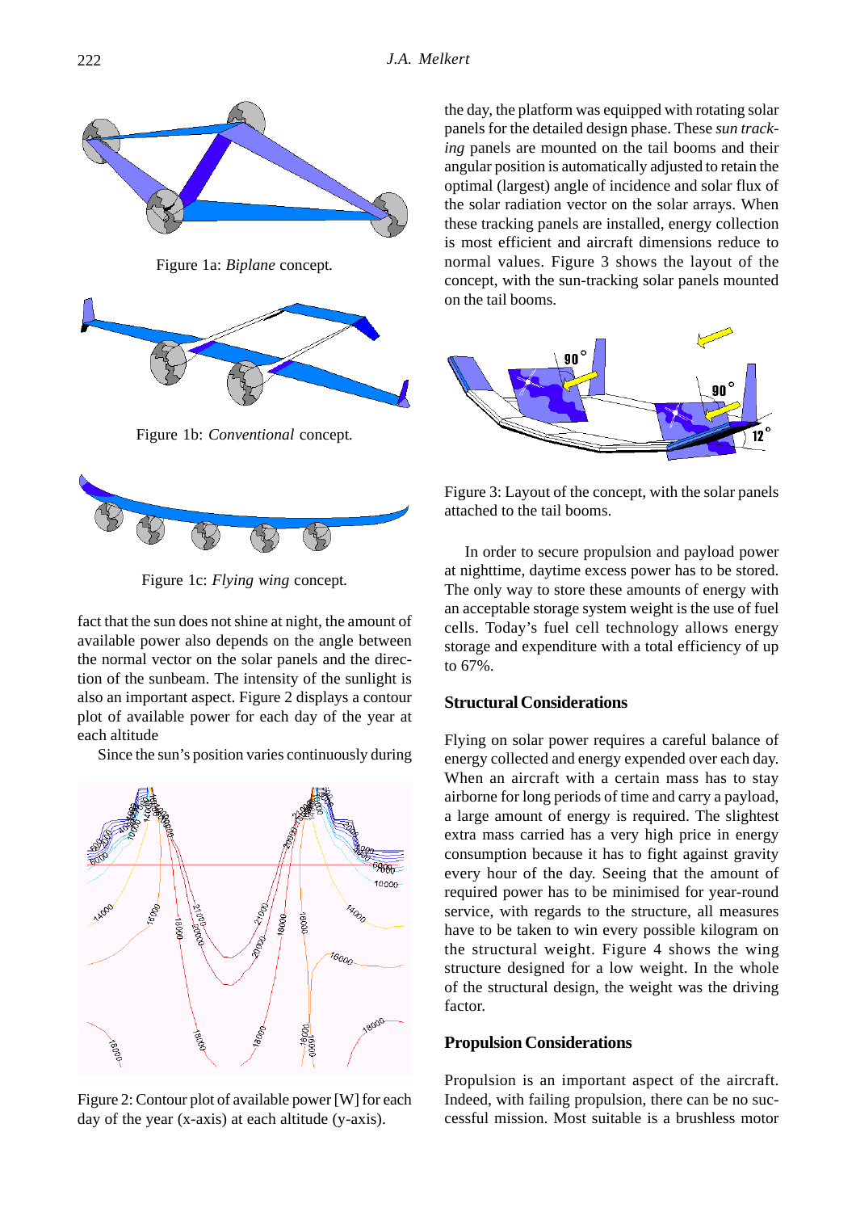Figure 1a: *Biplane* concept.

Figure 1b: *Conventional* concept.

Figure 1c: *Flying wing* concept.

fact that the sun does not shine at night, the amount of available power also depends on the angle between the normal vector on the solar panels and the direction of the sunbeam. The intensity of the sunlight is also an important aspect. Figure 2 displays a contour plot of available power for each day of the year at each altitude

Since the sun's position varies continuously during the day, the platform was equipped with rotating solar panels for the detailed design phase. These *sun tracking* panels are mounted on the tail booms and their angular position is automatically adjusted to retain the optimal (largest) angle of incidence and solar flux of the solar radiation vector on the solar arrays. When these tracking panels are installed, energy collection is most efficient and aircraft dimensions reduce to normal values. Figure 3 shows the layout of the concept, with the sun-tracking solar panels mounted on the tail booms.

Figure 2: Contour plot of available power [W] for each day of the year (x-axis) at each altitude (y-axis).

Figure 3: Layout of the concept, with the solar panels attached to the tail booms.

In order to secure propulsion and payload power at nighttime, daytime excess power has to be stored. The only way to store these amounts of energy with an acceptable storage system weight is the use of fuel cells. Today's fuel cell technology allows energy storage and expenditure with a total efficiency of up to 67%.

## Structural Considerations

Flying on solar power requires a careful balance of energy collected and energy expended over each day. When an aircraft with a certain mass has to stay airborne for long periods of time and carry a payload, a large amount of energy is required. The slightest extra mass carried has a very high price in energy consumption because it has to fight against gravity every hour of the day. Seeing that the amount of required power has to be minimised for year-round service, with regards to the structure, all measures have to be taken to win every possible kilogram on the structural weight. Figure 4 shows the wing structure designed for a low weight. In the whole of the structural design, the weight was the driving factor.

## Propulsion Considerations

Propulsion is an important aspect of the aircraft. Indeed, with failing propulsion, there can be no successful mission. Most suitable is a brushless motor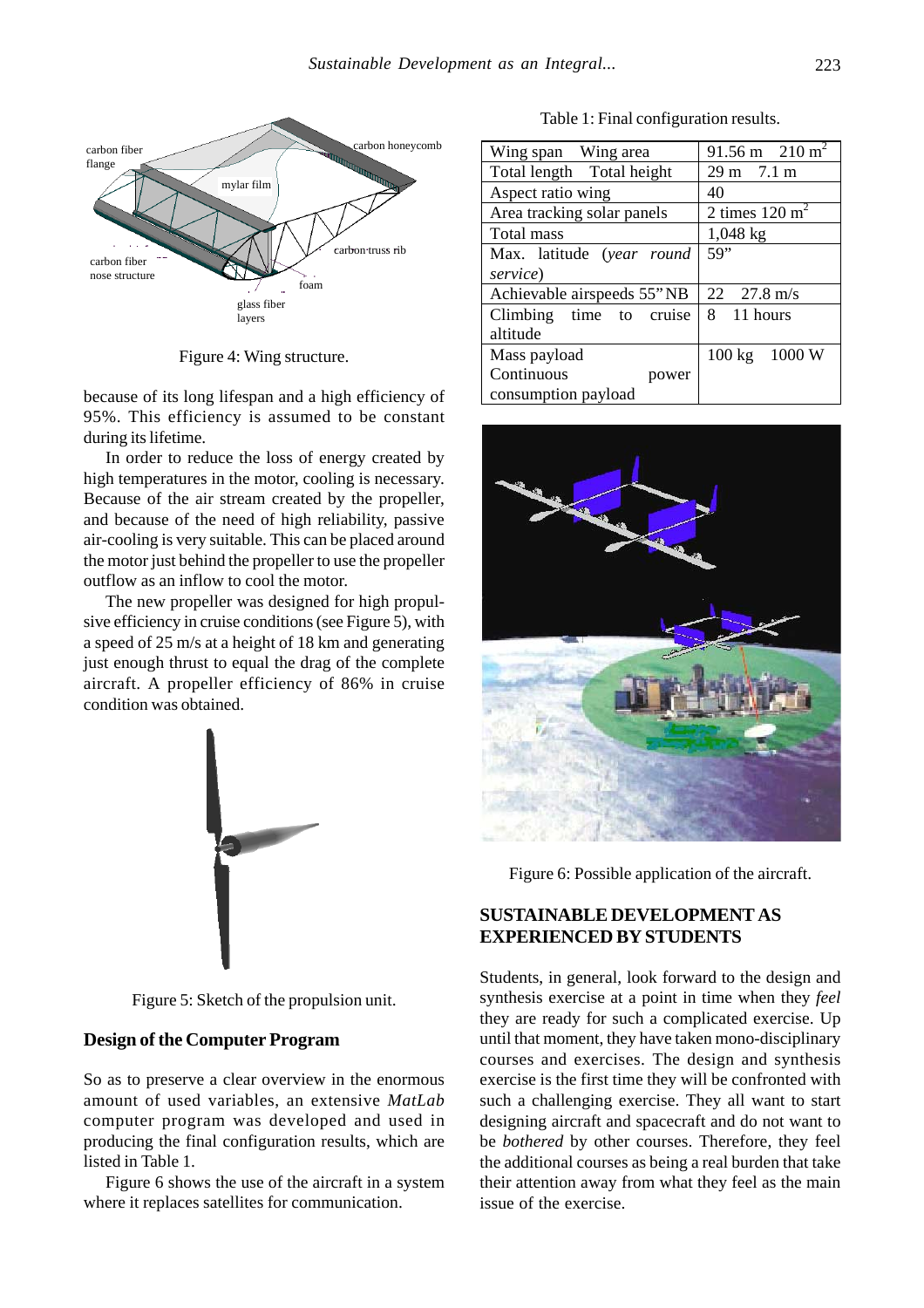Figure 4: Wing structure.

because of its long lifespan and a high efficiency of 95%. This efficiency is assumed to be constant during its lifetime.

In order to reduce the loss of energy created by high temperatures in the motor, cooling is necessary. Because of the air stream created by the propeller, and because of the need of high reliability, passive air-cooling is very suitable. This can be placed around the motor just behind the propeller to use the propeller outflow as an inflow to cool the motor.

The new propeller was designed for high propulsive efficiency in cruise conditions (see Figure 5), with a speed of 25 m/s at a height of 18 km and generating just enough thrust to equal the drag of the complete aircraft. A propeller efficiency of 86% in cruise condition was obtained.

Figure 5: Sketch of the propulsion unit.

### Design of the Computer Program

So as to preserve a clear overview in the enormous amount of used variables, an extensive *MatLab* computer program was developed and used in producing the final configuration results, which are listed in Table 1.

Figure 6 shows the use of the aircraft in a system where it replaces satellites for communication.

Table 1: Final configuration results.

| | |
|---|---|
| Wing span Wing area | 91.56 m 210 m$^2$ |
| Total length Total height | 29 m 7.1 m |
| Aspect ratio wing | 40 |
| Area tracking solar panels | 2 times 120 m$^2$ |
| Total mass | 1,048 kg |
| Max. latitude (*year round service*) | 59” |
| Achievable airspeeds 55” NB | 22 27.8 m/s |
| Climbing time to cruise altitude | 8 11 hours |
| Mass payload Continuous power consumption payload | 100 kg 1000 W |

Figure 6: Possible application of the aircraft.

## SUSTAINABLE DEVELOPMENT AS EXPERIENCED BY STUDENTS

Students, in general, look forward to the design and synthesis exercise at a point in time when they *feel* they are ready for such a complicated exercise. Up until that moment, they have taken mono-disciplinary courses and exercises. The design and synthesis exercise is the first time they will be confronted with such a challenging exercise. They all want to start designing aircraft and spacecraft and do not want to be *bothered* by other courses. Therefore, they feel the additional courses as being a real burden that take their attention away from what they feel as the main issue of the exercise.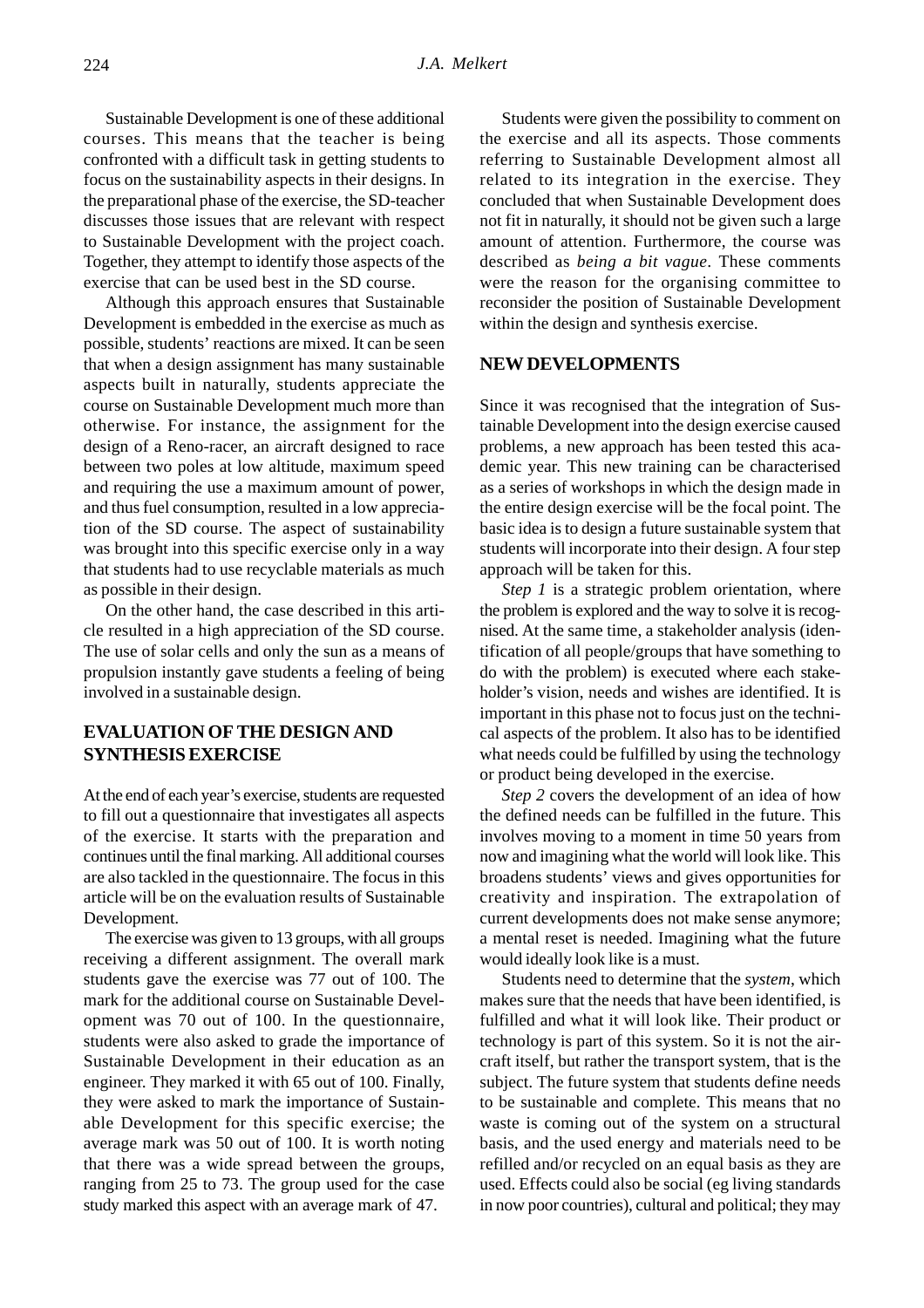Sustainable Development is one of these additional courses. This means that the teacher is being confronted with a difficult task in getting students to focus on the sustainability aspects in their designs. In the preparational phase of the exercise, the SD-teacher discusses those issues that are relevant with respect to Sustainable Development with the project coach. Together, they attempt to identify those aspects of the exercise that can be used best in the SD course.

Although this approach ensures that Sustainable Development is embedded in the exercise as much as possible, students' reactions are mixed. It can be seen that when a design assignment has many sustainable aspects built in naturally, students appreciate the course on Sustainable Development much more than otherwise. For instance, the assignment for the design of a Reno-racer, an aircraft designed to race between two poles at low altitude, maximum speed and requiring the use a maximum amount of power, and thus fuel consumption, resulted in a low appreciation of the SD course. The aspect of sustainability was brought into this specific exercise only in a way that students had to use recyclable materials as much as possible in their design.

On the other hand, the case described in this article resulted in a high appreciation of the SD course. The use of solar cells and only the sun as a means of propulsion instantly gave students a feeling of being involved in a sustainable design.

## EVALUATION OF THE DESIGN AND SYNTHESIS EXERCISE

At the end of each year's exercise, students are requested to fill out a questionnaire that investigates all aspects of the exercise. It starts with the preparation and continues until the final marking. All additional courses are also tackled in the questionnaire. The focus in this article will be on the evaluation results of Sustainable Development.

The exercise was given to 13 groups, with all groups receiving a different assignment. The overall mark students gave the exercise was 77 out of 100. The mark for the additional course on Sustainable Development was 70 out of 100. In the questionnaire, students were also asked to grade the importance of Sustainable Development in their education as an engineer. They marked it with 65 out of 100. Finally, they were asked to mark the importance of Sustainable Development for this specific exercise; the average mark was 50 out of 100. It is worth noting that there was a wide spread between the groups, ranging from 25 to 73. The group used for the case study marked this aspect with an average mark of 47.

Students were given the possibility to comment on the exercise and all its aspects. Those comments referring to Sustainable Development almost all related to its integration in the exercise. They concluded that when Sustainable Development does not fit in naturally, it should not be given such a large amount of attention. Furthermore, the course was described as *being a bit vague*. These comments were the reason for the organising committee to reconsider the position of Sustainable Development within the design and synthesis exercise.

## NEW DEVELOPMENTS

Since it was recognised that the integration of Sustainable Development into the design exercise caused problems, a new approach has been tested this academic year. This new training can be characterised as a series of workshops in which the design made in the entire design exercise will be the focal point. The basic idea is to design a future sustainable system that students will incorporate into their design. A four step approach will be taken for this.

*Step 1* is a strategic problem orientation, where the problem is explored and the way to solve it is recognised. At the same time, a stakeholder analysis (identification of all people/groups that have something to do with the problem) is executed where each stakeholder's vision, needs and wishes are identified. It is important in this phase not to focus just on the technical aspects of the problem. It also has to be identified what needs could be fulfilled by using the technology or product being developed in the exercise.

*Step 2* covers the development of an idea of how the defined needs can be fulfilled in the future. This involves moving to a moment in time 50 years from now and imagining what the world will look like. This broadens students' views and gives opportunities for creativity and inspiration. The extrapolation of current developments does not make sense anymore; a mental reset is needed. Imagining what the future would ideally look like is a must.

Students need to determine that the *system*, which makes sure that the needs that have been identified, is fulfilled and what it will look like. Their product or technology is part of this system. So it is not the aircraft itself, but rather the transport system, that is the subject. The future system that students define needs to be sustainable and complete. This means that no waste is coming out of the system on a structural basis, and the used energy and materials need to be refilled and/or recycled on an equal basis as they are used. Effects could also be social (eg living standards in now poor countries), cultural and political; they may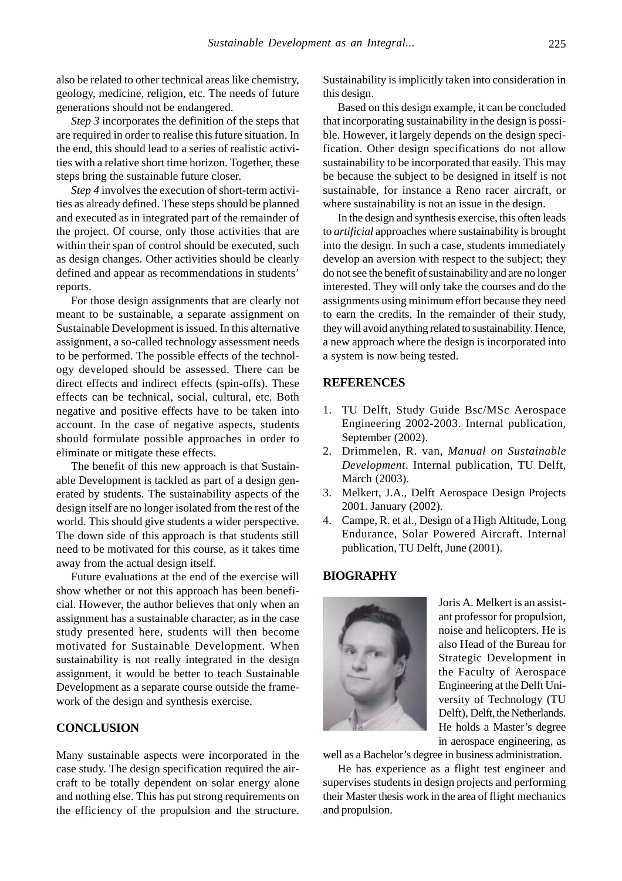also be related to other technical areas like chemistry, geology, medicine, religion, etc. The needs of future generations should not be endangered.

*Step 3* incorporates the definition of the steps that are required in order to realise this future situation. In the end, this should lead to a series of realistic activities with a relative short time horizon. Together, these steps bring the sustainable future closer.

*Step 4* involves the execution of short-term activities as already defined. These steps should be planned and executed as in integrated part of the remainder of the project. Of course, only those activities that are within their span of control should be executed, such as design changes. Other activities should be clearly defined and appear as recommendations in students' reports.

For those design assignments that are clearly not meant to be sustainable, a separate assignment on Sustainable Development is issued. In this alternative assignment, a so-called technology assessment needs to be performed. The possible effects of the technology developed should be assessed. There can be direct effects and indirect effects (spin-offs). These effects can be technical, social, cultural, etc. Both negative and positive effects have to be taken into account. In the case of negative aspects, students should formulate possible approaches in order to eliminate or mitigate these effects.

The benefit of this new approach is that Sustainable Development is tackled as part of a design generated by students. The sustainability aspects of the design itself are no longer isolated from the rest of the world. This should give students a wider perspective. The down side of this approach is that students still need to be motivated for this course, as it takes time away from the actual design itself.

Future evaluations at the end of the exercise will show whether or not this approach has been beneficial. However, the author believes that only when an assignment has a sustainable character, as in the case study presented here, students will then become motivated for Sustainable Development. When sustainability is not really integrated in the design assignment, it would be better to teach Sustainable Development as a separate course outside the framework of the design and synthesis exercise.

## CONCLUSION

Many sustainable aspects were incorporated in the case study. The design specification required the aircraft to be totally dependent on solar energy alone and nothing else. This has put strong requirements on the efficiency of the propulsion and the structure. Sustainability is implicitly taken into consideration in this design.

Based on this design example, it can be concluded that incorporating sustainability in the design is possible. However, it largely depends on the design specification. Other design specifications do not allow sustainability to be incorporated that easily. This may be because the subject to be designed in itself is not sustainable, for instance a Reno racer aircraft, or where sustainability is not an issue in the design.

In the design and synthesis exercise, this often leads to *artificial* approaches where sustainability is brought into the design. In such a case, students immediately develop an aversion with respect to the subject; they do not see the benefit of sustainability and are no longer interested. They will only take the courses and do the assignments using minimum effort because they need to earn the credits. In the remainder of their study, they will avoid anything related to sustainability. Hence, a new approach where the design is incorporated into a system is now being tested.

## REFERENCES

1. TU Delft, Study Guide Bsc/MSc Aerospace Engineering 2002-2003. Internal publication, September (2002).
2. Drimmelen, R. van, *Manual on Sustainable Development*. Internal publication, TU Delft, March (2003).
3. Melkert, J.A., Delft Aerospace Design Projects 2001. January (2002).
4. Campe, R. et al., Design of a High Altitude, Long Endurance, Solar Powered Aircraft. Internal publication, TU Delft, June (2001).

## BIOGRAPHY

Joris A. Melkert is an assistant professor for propulsion, noise and helicopters. He is also Head of the Bureau for Strategic Development in the Faculty of Aerospace Engineering at the Delft University of Technology (TU Delft), Delft, the Netherlands. He holds a Master's degree in aerospace engineering, as well as a Bachelor's degree in business administration.

He has experience as a flight test engineer and supervises students in design projects and performing their Master thesis work in the area of flight mechanics and propulsion.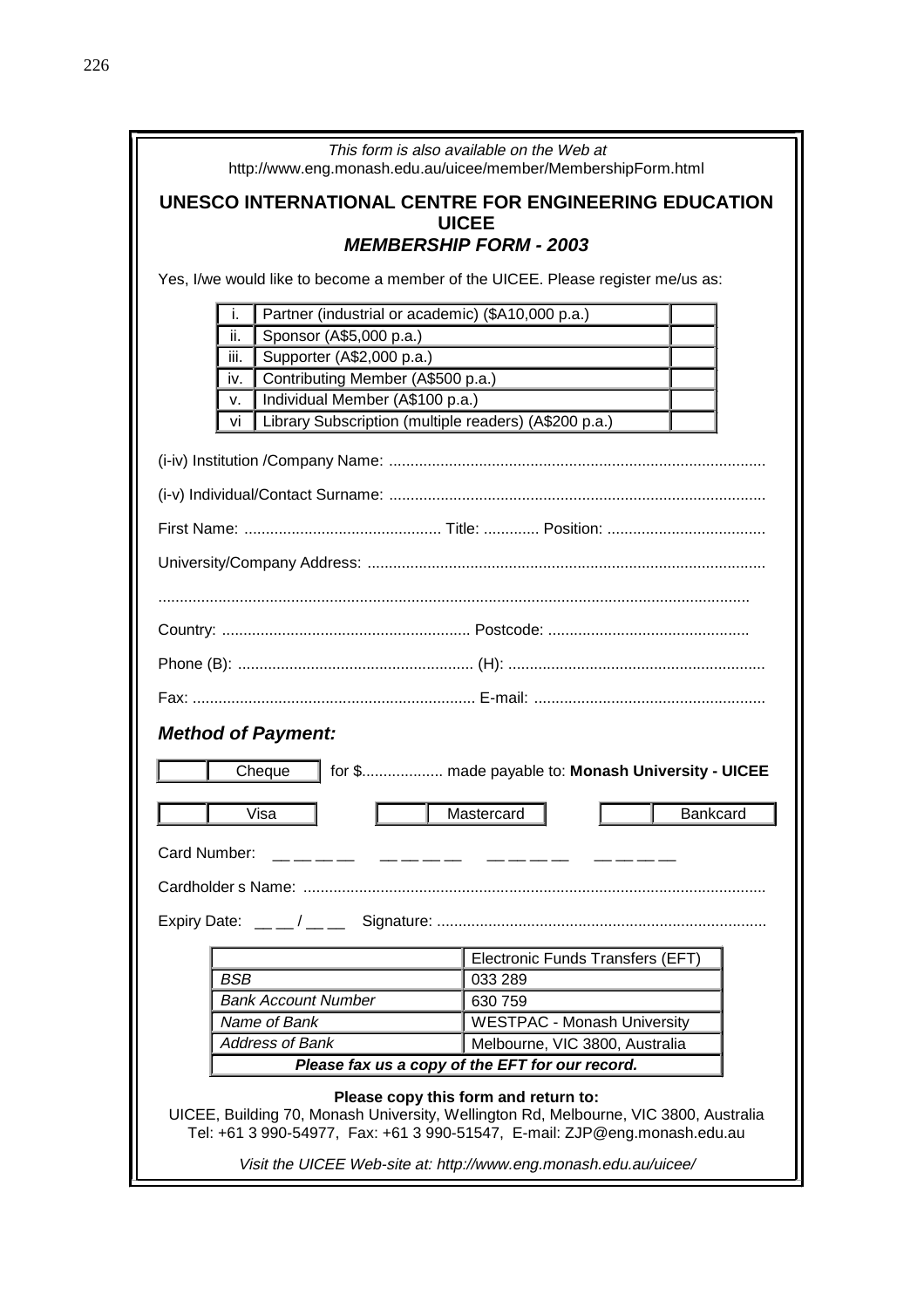*This form is also available on the Web at*
http://www.eng.monash.edu.au/uicee/member/MembershipForm.html

## UNESCO INTERNATIONAL CENTRE FOR ENGINEERING EDUCATION UICEE

### *MEMBERSHIP FORM - 2003*

Yes, I/we would like to become a member of the UICEE. Please register me/us as:

| | | |
|---|---|---|
| i. | Partner (industrial or academic) ($A10,000 p.a.) | |
| ii. | Sponsor (A$5,000 p.a.) | |
| iii. | Supporter (A$2,000 p.a.) | |
| iv. | Contributing Member (A$500 p.a.) | |
| v. | Individual Member (A$100 p.a.) | |
| vi | Library Subscription (multiple readers) (A$200 p.a.) | |

(i-iv) Institution /Company Name: .......................................................................................

(i-v) Individual/Contact Surname: .......................................................................................

First Name: .............................................. Title: ............. Position: .....................................

University/Company Address: ............................................................................................

.........................................................................................................................................

Country: .......................................................... Postcode: ...............................................

Phone (B): ....................................................... (H): ............................................................

Fax: .................................................................. E-mail: ......................................................

### *Method of Payment:*

[ ] Cheque for $.................. made payable to: **Monash University - UICEE**

[ ] Visa [ ] Mastercard [ ] Bankcard

Card Number: __ __ __ __ __ __ __ __ __ __ __ __ __ __ __ __

Cardholder s Name: ...........................................................................................................

Expiry Date: __ __ / __ __ Signature: .............................................................................

| | Electronic Funds Transfers (EFT) |
|---|---|
| *BSB* | 033 289 |
| *Bank Account Number* | 630 759 |
| *Name of Bank* | WESTPAC - Monash University |
| *Address of Bank* | Melbourne, VIC 3800, Australia |
| ***Please fax us a copy of the EFT for our record.*** | |

**Please copy this form and return to:**
UICEE, Building 70, Monash University, Wellington Rd, Melbourne, VIC 3800, Australia
Tel: +61 3 990-54977, Fax: +61 3 990-51547, E-mail: ZJP@eng.monash.edu.au

*Visit the UICEE Web-site at: http://www.eng.monash.edu.au/uicee/*